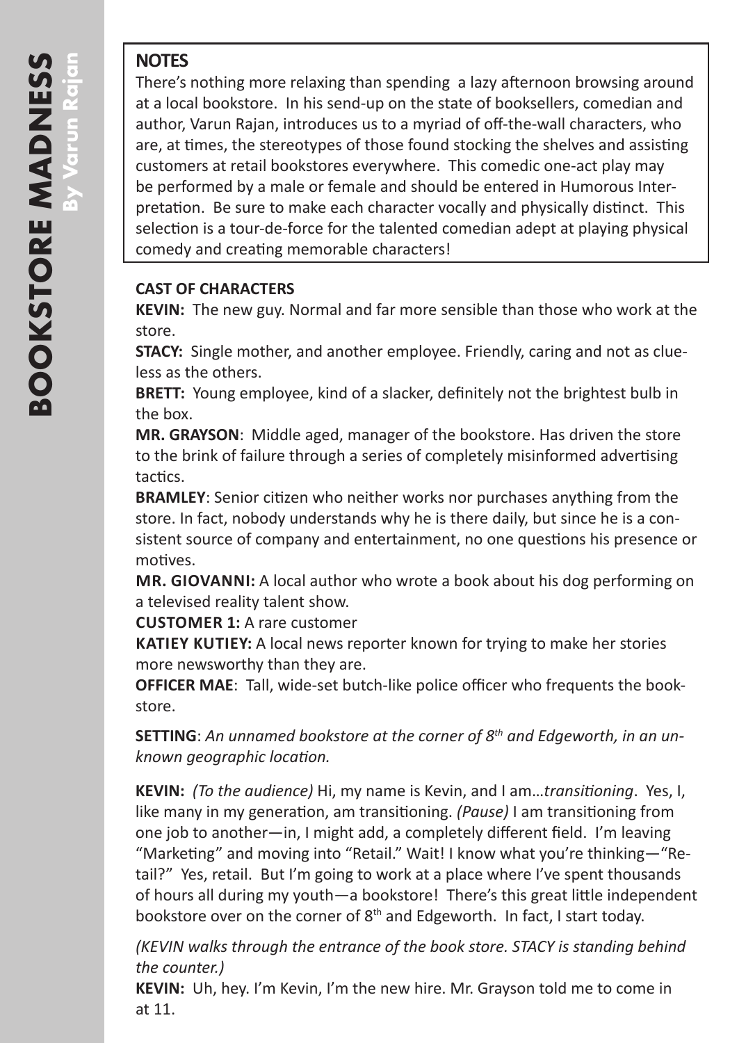## NOTES

There's nothing more relaxing than spending a lazy afternoon browsing around at a local bookstore. In his send-up on the state of booksellers, comedian and author, Varun Rajan, introduces us to a myriad of off-the-wall characters, who are, at times, the stereotypes of those found stocking the shelves and assisting customers at retail bookstores everywhere. This comedic one-act play may be performed by a male or female and should be entered in Humorous Interpretation. Be sure to make each character vocally and physically distinct. This selection is a tour-de-force for the talented comedian adept at playing physical comedy and creating memorable characters!

**CAST OF CHARACTERS**

**KEVIN:** The new guy. Normal and far more sensible than those who work at the store.

**STACY:** Single mother, and another employee. Friendly, caring and not as clueless as the others.

**BRETT:** Young employee, kind of a slacker, definitely not the brightest bulb in the box.

**MR. GRAYSON**: Middle aged, manager of the bookstore. Has driven the store to the brink of failure through a series of completely misinformed advertising tactics.

**BRAMLEY**: Senior citizen who neither works nor purchases anything from the store. In fact, nobody understands why he is there daily, but since he is a consistent source of company and entertainment, no one questions his presence or motives.

**MR. GIOVANNI:** A local author who wrote a book about his dog performing on a televised reality talent show.

**CUSTOMER 1:** A rare customer

**KATIEY KUTIEY:** A local news reporter known for trying to make her stories more newsworthy than they are.

**OFFICER MAE**: Tall, wide-set butch-like police officer who frequents the bookstore.

**SETTING**: *An unnamed bookstore at the corner of 8th and Edgeworth, in an unknown geographic location.*

**KEVIN:** *(To the audience)* Hi, my name is Kevin, and I am…*transitioning*. Yes, I, like many in my generation, am transitioning. *(Pause)* I am transitioning from one job to another—in, I might add, a completely different field. I'm leaving "Marketing" and moving into "Retail." Wait! I know what you're thinking—"Retail?" Yes, retail. But I'm going to work at a place where I've spent thousands of hours all during my youth—a bookstore! There's this great little independent bookstore over on the corner of 8th and Edgeworth. In fact, I start today.

*(KEVIN walks through the entrance of the book store. STACY is standing behind the counter.)*

**KEVIN:** Uh, hey. I'm Kevin, I'm the new hire. Mr. Grayson told me to come in at 11.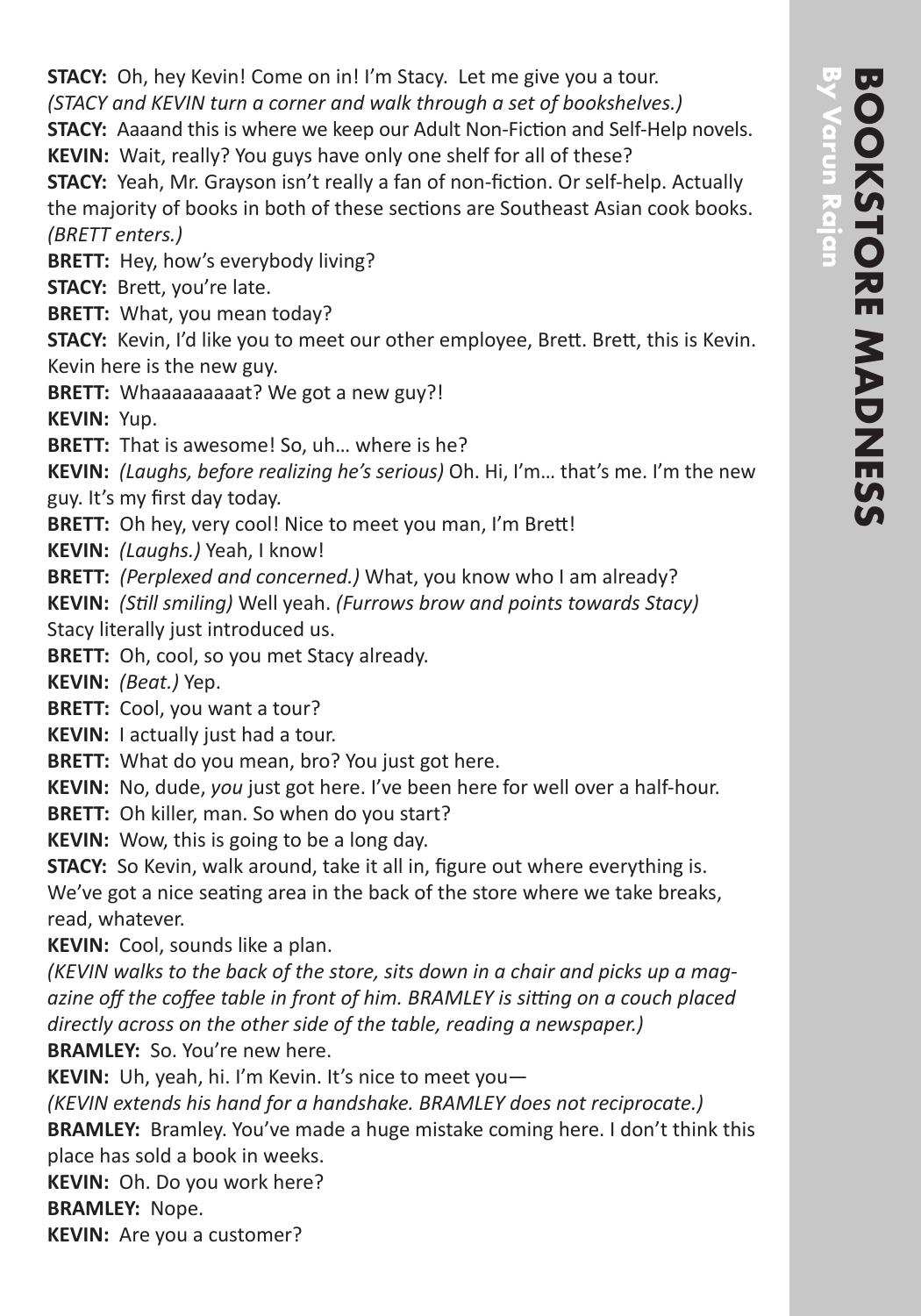**STACY:** Oh, hey Kevin! Come on in! I'm Stacy. Let me give you a tour.

*(STACY and KEVIN turn a corner and walk through a set of bookshelves.)*

**STACY:** Aaaand this is where we keep our Adult Non-Fiction and Self-Help novels.

**KEVIN:** Wait, really? You guys have only one shelf for all of these?

**STACY:** Yeah, Mr. Grayson isn't really a fan of non-fiction. Or self-help. Actually the majority of books in both of these sections are Southeast Asian cook books.

*(BRETT enters.)*

**BRETT:** Hey, how's everybody living?

**STACY:** Brett, you're late.

**BRETT:** What, you mean today?

**STACY:** Kevin, I'd like you to meet our other employee, Brett. Brett, this is Kevin. Kevin here is the new guy.

**BRETT:** Whaaaaaaaaat? We got a new guy?!

**KEVIN:** Yup.

**BRETT:** That is awesome! So, uh… where is he?

**KEVIN:** *(Laughs, before realizing he's serious)* Oh. Hi, I'm… that's me. I'm the new guy. It's my first day today.

**BRETT:** Oh hey, very cool! Nice to meet you man, I'm Brett!

**KEVIN:** *(Laughs.)* Yeah, I know!

**BRETT:** *(Perplexed and concerned.)* What, you know who I am already?

**KEVIN:** *(Still smiling)* Well yeah. *(Furrows brow and points towards Stacy)* Stacy literally just introduced us.

**BRETT:** Oh, cool, so you met Stacy already.

**KEVIN:** *(Beat.)* Yep.

**BRETT:** Cool, you want a tour?

**KEVIN:** I actually just had a tour.

**BRETT:** What do you mean, bro? You just got here.

**KEVIN:** No, dude, *you* just got here. I've been here for well over a half-hour.

**BRETT:** Oh killer, man. So when do you start?

**KEVIN:** Wow, this is going to be a long day.

**STACY:** So Kevin, walk around, take it all in, figure out where everything is. We've got a nice seating area in the back of the store where we take breaks, read, whatever.

**KEVIN:** Cool, sounds like a plan.

*(KEVIN walks to the back of the store, sits down in a chair and picks up a magazine off the coffee table in front of him. BRAMLEY is sitting on a couch placed directly across on the other side of the table, reading a newspaper.)*

**BRAMLEY:** So. You're new here.

**KEVIN:** Uh, yeah, hi. I'm Kevin. It's nice to meet you—

*(KEVIN extends his hand for a handshake. BRAMLEY does not reciprocate.)*

**BRAMLEY:** Bramley. You've made a huge mistake coming here. I don't think this place has sold a book in weeks.

**KEVIN:** Oh. Do you work here?

**BRAMLEY:** Nope.

**KEVIN:** Are you a customer?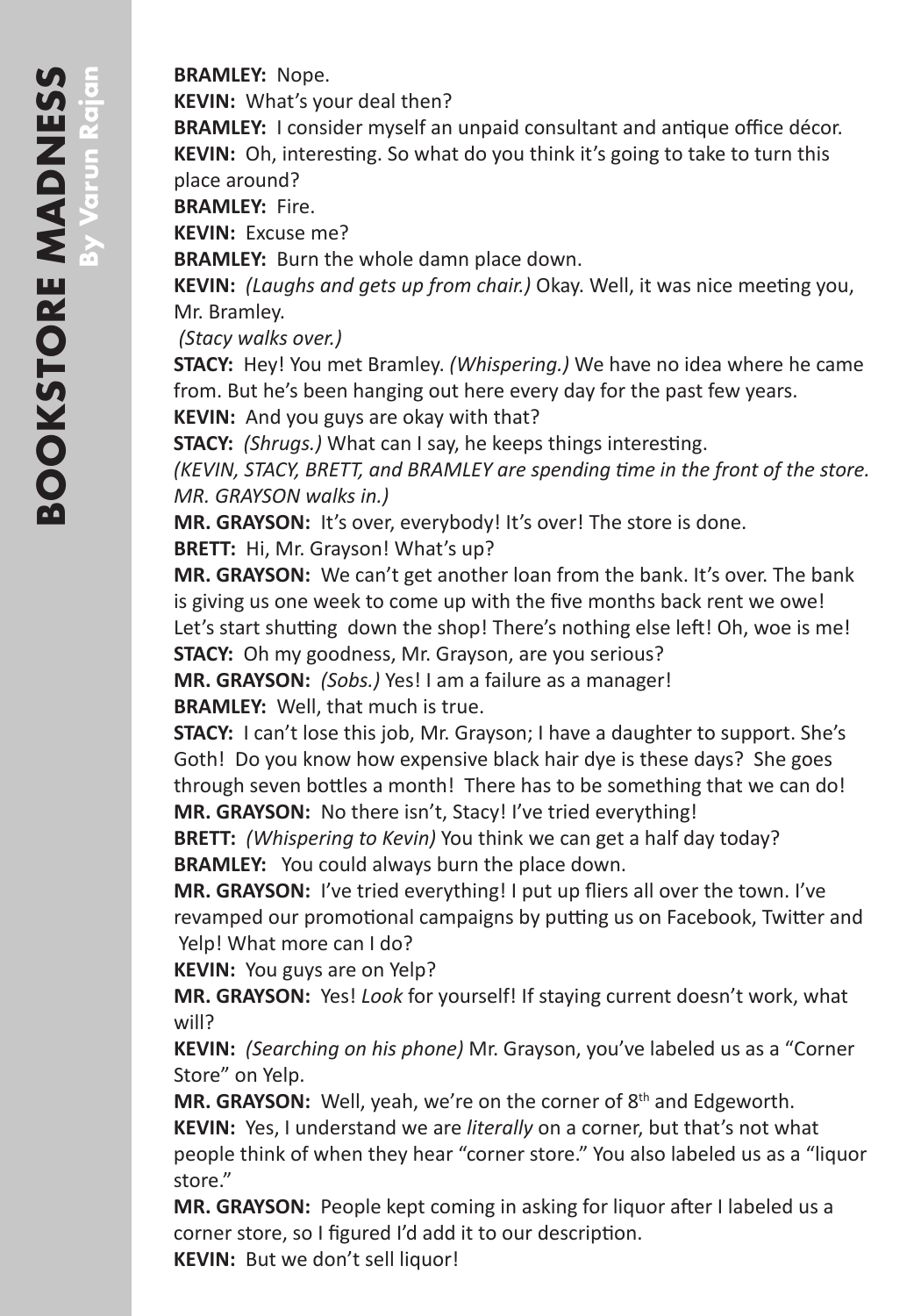**BRAMLEY:** Nope.

**KEVIN:** What's your deal then?

**BRAMLEY:** I consider myself an unpaid consultant and antique office décor.

**KEVIN:** Oh, interesting. So what do you think it's going to take to turn this place around?

**BRAMLEY:** Fire.

**KEVIN:** Excuse me?

**BRAMLEY:** Burn the whole damn place down.

**KEVIN:** *(Laughs and gets up from chair.)* Okay. Well, it was nice meeting you, Mr. Bramley.

*(Stacy walks over.)*

**STACY:** Hey! You met Bramley. *(Whispering.)* We have no idea where he came from. But he's been hanging out here every day for the past few years.

**KEVIN:** And you guys are okay with that?

**STACY:** *(Shrugs.)* What can I say, he keeps things interesting.

*(KEVIN, STACY, BRETT, and BRAMLEY are spending time in the front of the store. MR. GRAYSON walks in.)*

**MR. GRAYSON:** It's over, everybody! It's over! The store is done.

**BRETT:** Hi, Mr. Grayson! What's up?

**MR. GRAYSON:** We can't get another loan from the bank. It's over. The bank is giving us one week to come up with the five months back rent we owe! Let's start shutting down the shop! There's nothing else left! Oh, woe is me!

**STACY:** Oh my goodness, Mr. Grayson, are you serious?

**MR. GRAYSON:** *(Sobs.)* Yes! I am a failure as a manager!

**BRAMLEY:** Well, that much is true.

**STACY:** I can't lose this job, Mr. Grayson; I have a daughter to support. She's Goth! Do you know how expensive black hair dye is these days? She goes through seven bottles a month! There has to be something that we can do!

**MR. GRAYSON:** No there isn't, Stacy! I've tried everything!

**BRETT:** *(Whispering to Kevin)* You think we can get a half day today?

**BRAMLEY:** You could always burn the place down.

**MR. GRAYSON:** I've tried everything! I put up fliers all over the town. I've revamped our promotional campaigns by putting us on Facebook, Twitter and Yelp! What more can I do?

**KEVIN:** You guys are on Yelp?

**MR. GRAYSON:** Yes! *Look* for yourself! If staying current doesn't work, what will?

**KEVIN:** *(Searching on his phone)* Mr. Grayson, you've labeled us as a "Corner Store" on Yelp.

**MR. GRAYSON:** Well, yeah, we're on the corner of 8th and Edgeworth.

**KEVIN:** Yes, I understand we are *literally* on a corner, but that's not what people think of when they hear "corner store." You also labeled us as a "liquor store."

**MR. GRAYSON:** People kept coming in asking for liquor after I labeled us a corner store, so I figured I'd add it to our description.

**KEVIN:** But we don't sell liquor!